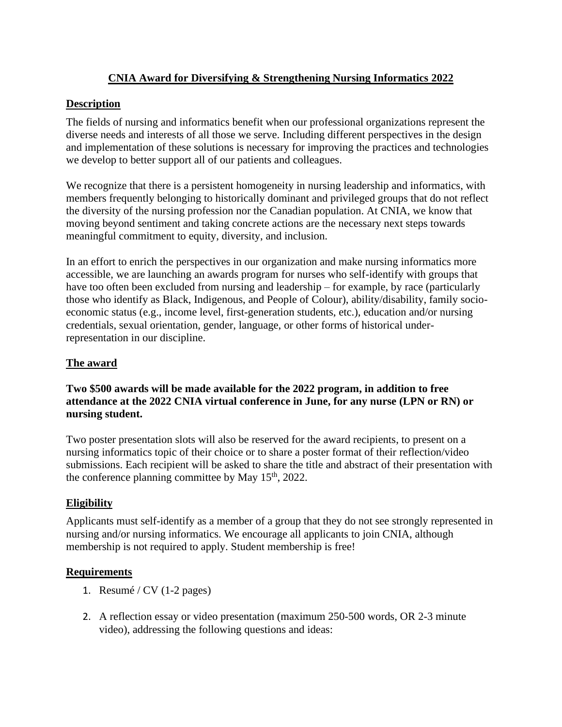# CNIA Award for Diversifying & Strengthening Nursing Informatics 2022

## Description

The fields of nursing and informatics benefit when our professional organizations represent the diverse needs and interests of all those we serve. Including different perspectives in the design and implementation of these solutions is necessary for improving the practices and technologies we develop to better support all of our patients and colleagues.

We recognize that there is a persistent homogeneity in nursing leadership and informatics, with members frequently belonging to historically dominant and privileged groups that do not reflect the diversity of the nursing profession nor the Canadian population. At CNIA, we know that moving beyond sentiment and taking concrete actions are the necessary next steps towards meaningful commitment to equity, diversity, and inclusion.

In an effort to enrich the perspectives in our organization and make nursing informatics more accessible, we are launching an awards program for nurses who self-identify with groups that have too often been excluded from nursing and leadership – for example, by race (particularly those who identify as Black, Indigenous, and People of Colour), ability/disability, family socio-economic status (e.g., income level, first-generation students, etc.), education and/or nursing credentials, sexual orientation, gender, language, or other forms of historical under-representation in our discipline.

## The award

**Two $500 awards will be made available for the 2022 program, in addition to free attendance at the 2022 CNIA virtual conference in June, for any nurse (LPN or RN) or nursing student.**

Two poster presentation slots will also be reserved for the award recipients, to present on a nursing informatics topic of their choice or to share a poster format of their reflection/video submissions. Each recipient will be asked to share the title and abstract of their presentation with the conference planning committee by May 15th, 2022.

## Eligibility

Applicants must self-identify as a member of a group that they do not see strongly represented in nursing and/or nursing informatics. We encourage all applicants to join CNIA, although membership is not required to apply. Student membership is free!

## Requirements

1. Resumé / CV (1-2 pages)
2. A reflection essay or video presentation (maximum 250-500 words, OR 2-3 minute video), addressing the following questions and ideas: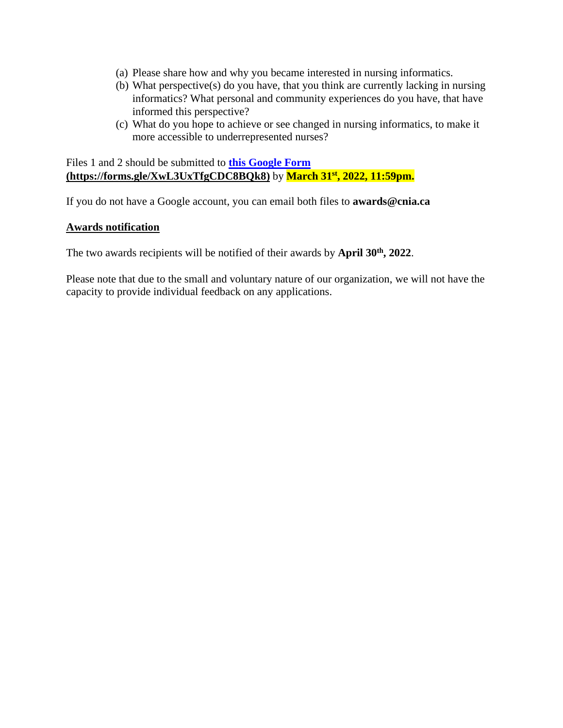(a) Please share how and why you became interested in nursing informatics.
(b) What perspective(s) do you have, that you think are currently lacking in nursing informatics? What personal and community experiences do you have, that have informed this perspective?
(c) What do you hope to achieve or see changed in nursing informatics, to make it more accessible to underrepresented nurses?

Files 1 and 2 should be submitted to **[this Google Form (https://forms.gle/XwL3UxTfgCDC8BQk8)](https://forms.gle/XwL3UxTfgCDC8BQk8)** by **March 31st, 2022, 11:59pm.**

If you do not have a Google account, you can email both files to **awards@cnia.ca**

**Awards notification**

The two awards recipients will be notified of their awards by **April 30th, 2022**.

Please note that due to the small and voluntary nature of our organization, we will not have the capacity to provide individual feedback on any applications.